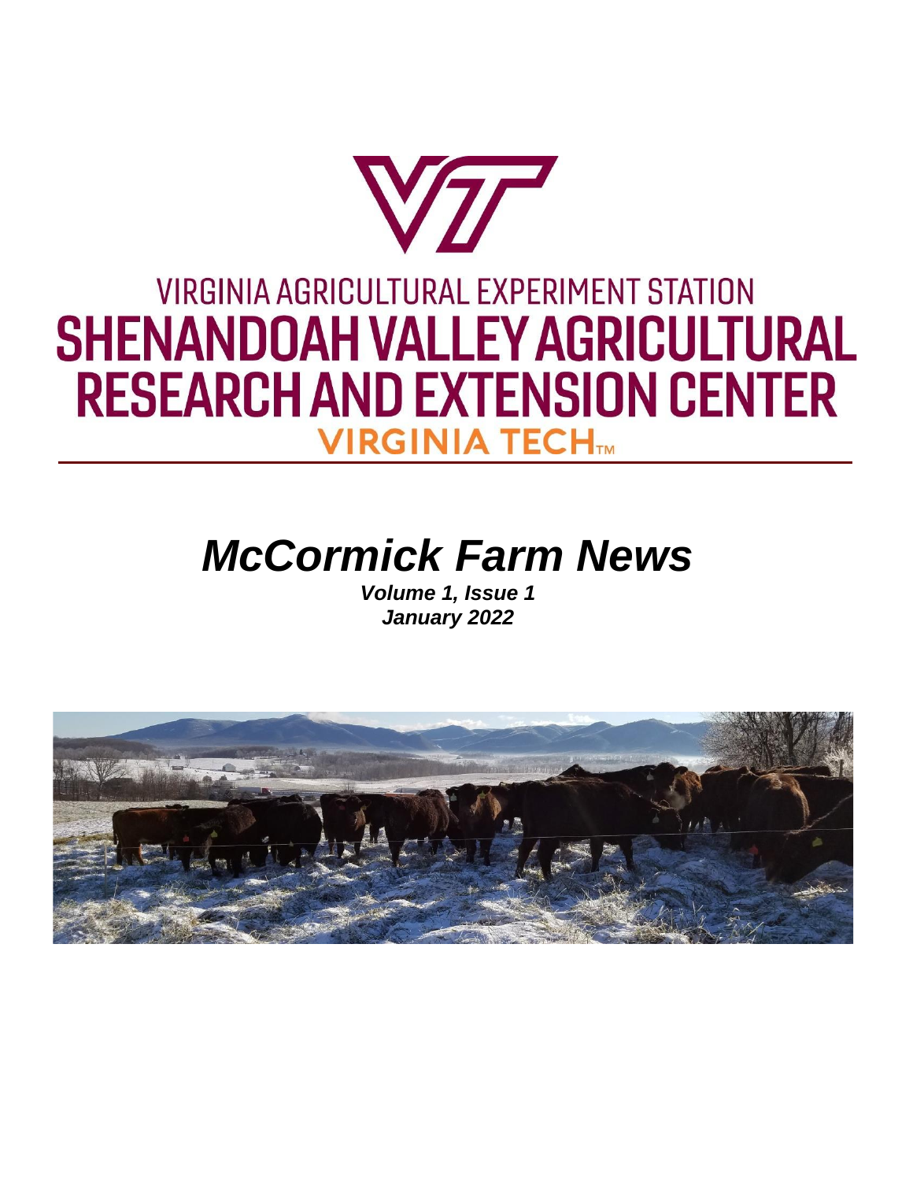VIRGINIA AGRICULTURAL EXPERIMENT STATION

# SHENANDOAH VALLEY AGRICULTURAL RESEARCH AND EXTENSION CENTER

VIRGINIA TECH™

# *McCormick Farm News*

***Volume 1, Issue 1***
***January 2022***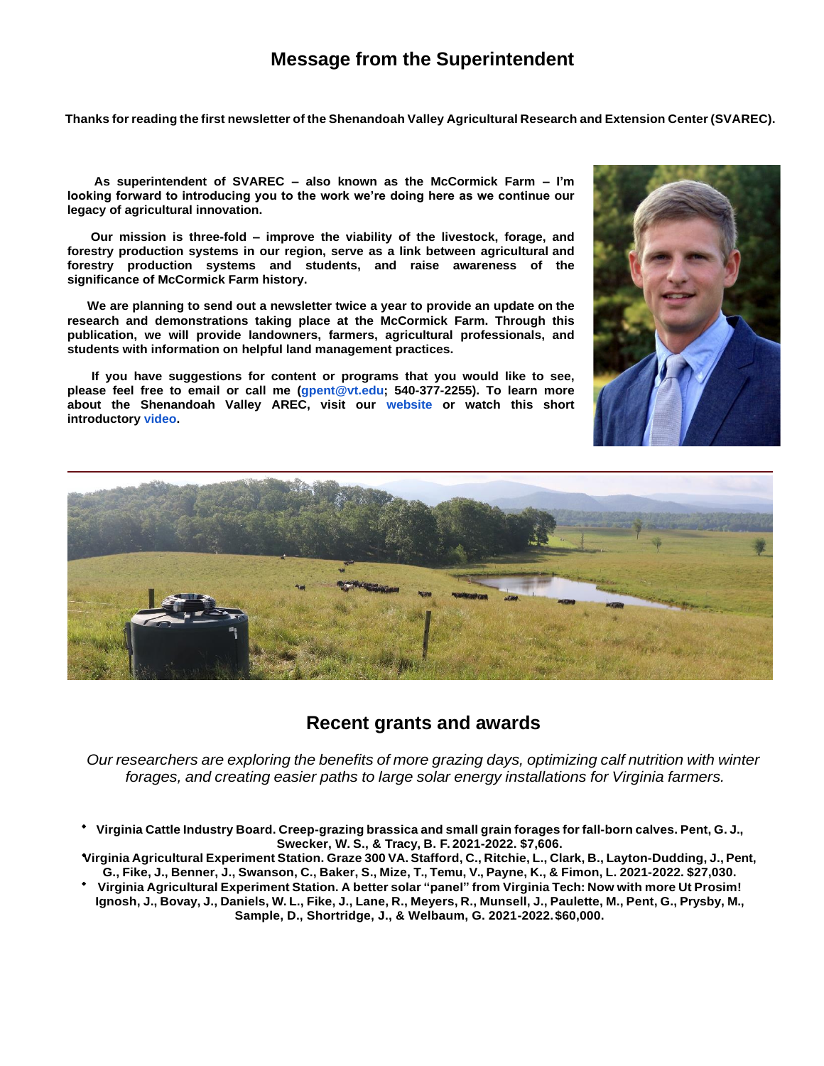# Message from the Superintendent

**Thanks for reading the first newsletter of the Shenandoah Valley Agricultural Research and Extension Center (SVAREC).**

**As superintendent of SVAREC – also known as the McCormick Farm – I'm looking forward to introducing you to the work we're doing here as we continue our legacy of agricultural innovation.**

**Our mission is three-fold – improve the viability of the livestock, forage, and forestry production systems in our region, serve as a link between agricultural and forestry production systems and students, and raise awareness of the significance of McCormick Farm history.**

**We are planning to send out a newsletter twice a year to provide an update on the research and demonstrations taking place at the McCormick Farm. Through this publication, we will provide landowners, farmers, agricultural professionals, and students with information on helpful land management practices.**

**If you have suggestions for content or programs that you would like to see, please feel free to email or call me (gpent@vt.edu; 540-377-2255). To learn more about the Shenandoah Valley AREC, visit our website or watch this short introductory video.**

## Recent grants and awards

*Our researchers are exploring the benefits of more grazing days, optimizing calf nutrition with winter forages, and creating easier paths to large solar energy installations for Virginia farmers.*

- **Virginia Cattle Industry Board. Creep-grazing brassica and small grain forages for fall-born calves. Pent, G. J., Swecker, W. S., & Tracy, B. F. 2021-2022. $7,606.**
- **Virginia Agricultural Experiment Station. Graze 300 VA. Stafford, C., Ritchie, L., Clark, B., Layton-Dudding, J., Pent, G., Fike, J., Benner, J., Swanson, C., Baker, S., Mize, T., Temu, V., Payne, K., & Fimon, L. 2021-2022. $27,030.**
- **Virginia Agricultural Experiment Station. A better solar "panel" from Virginia Tech: Now with more Ut Prosim! Ignosh, J., Bovay, J., Daniels, W. L., Fike, J., Lane, R., Meyers, R., Munsell, J., Paulette, M., Pent, G., Prysby, M., Sample, D., Shortridge, J., & Welbaum, G. 2021-2022. $60,000.**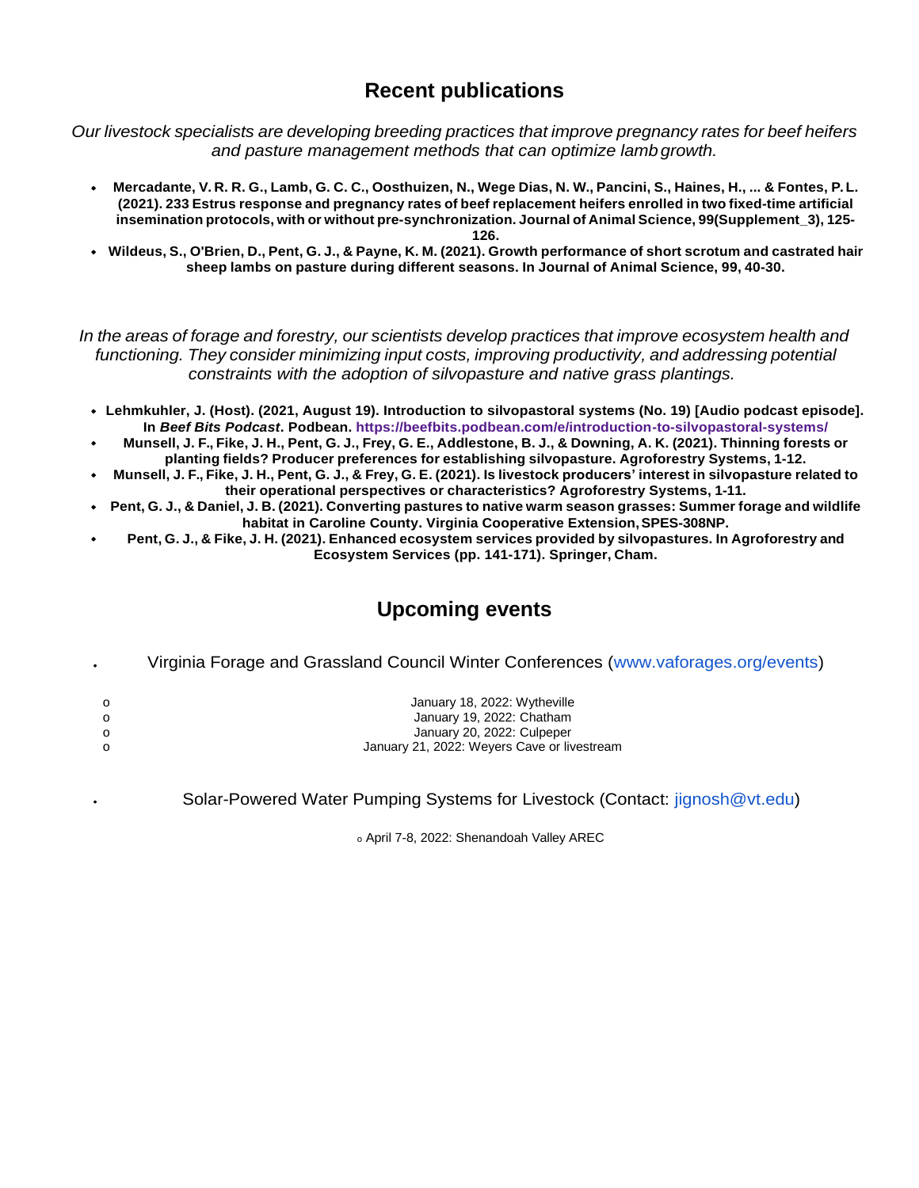## Recent publications

*Our livestock specialists are developing breeding practices that improve pregnancy rates for beef heifers and pasture management methods that can optimize lamb growth.*

- **Mercadante, V. R. R. G., Lamb, G. C. C., Oosthuizen, N., Wege Dias, N. W., Pancini, S., Haines, H., ... & Fontes, P. L. (2021). 233 Estrus response and pregnancy rates of beef replacement heifers enrolled in two fixed-time artificial insemination protocols, with or without pre-synchronization. Journal of Animal Science, 99(Supplement_3), 125-126.**
- **Wildeus, S., O'Brien, D., Pent, G. J., & Payne, K. M. (2021). Growth performance of short scrotum and castrated hair sheep lambs on pasture during different seasons. In Journal of Animal Science, 99, 40-30.**

*In the areas of forage and forestry, our scientists develop practices that improve ecosystem health and functioning. They consider minimizing input costs, improving productivity, and addressing potential constraints with the adoption of silvopasture and native grass plantings.*

- **Lehmkuhler, J. (Host). (2021, August 19). Introduction to silvopastoral systems (No. 19) [Audio podcast episode]. In *Beef Bits Podcast*. Podbean. https://beefbits.podbean.com/e/introduction-to-silvopastoral-systems/**
- **Munsell, J. F., Fike, J. H., Pent, G. J., Frey, G. E., Addlestone, B. J., & Downing, A. K. (2021). Thinning forests or planting fields? Producer preferences for establishing silvopasture. Agroforestry Systems, 1-12.**
- **Munsell, J. F., Fike, J. H., Pent, G. J., & Frey, G. E. (2021). Is livestock producers' interest in silvopasture related to their operational perspectives or characteristics? Agroforestry Systems, 1-11.**
- **Pent, G. J., & Daniel, J. B. (2021). Converting pastures to native warm season grasses: Summer forage and wildlife habitat in Caroline County. Virginia Cooperative Extension, SPES-308NP.**
- **Pent, G. J., & Fike, J. H. (2021). Enhanced ecosystem services provided by silvopastures. In Agroforestry and Ecosystem Services (pp. 141-171). Springer, Cham.**

## Upcoming events

- Virginia Forage and Grassland Council Winter Conferences (www.vaforages.org/events)
  - January 18, 2022: Wytheville
  - January 19, 2022: Chatham
  - January 20, 2022: Culpeper
  - January 21, 2022: Weyers Cave or livestream
- Solar-Powered Water Pumping Systems for Livestock (Contact: jignosh@vt.edu)
  - April 7-8, 2022: Shenandoah Valley AREC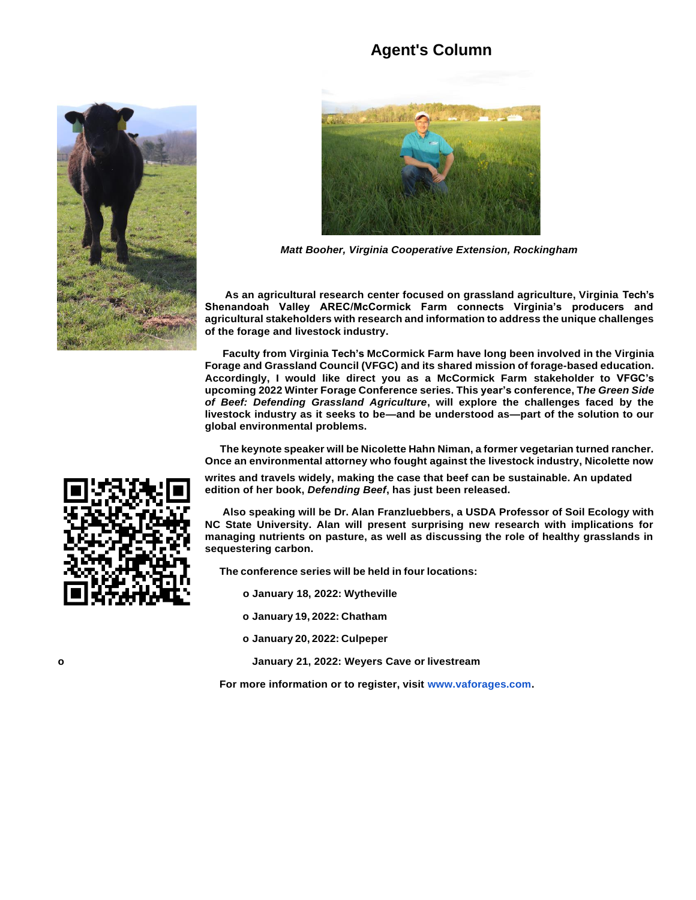# Agent's Column

*Matt Booher, Virginia Cooperative Extension, Rockingham*

As an agricultural research center focused on grassland agriculture, Virginia Tech's Shenandoah Valley AREC/McCormick Farm connects Virginia's producers and agricultural stakeholders with research and information to address the unique challenges of the forage and livestock industry.

Faculty from Virginia Tech's McCormick Farm have long been involved in the Virginia Forage and Grassland Council (VFGC) and its shared mission of forage-based education. Accordingly, I would like direct you as a McCormick Farm stakeholder to VFGC's upcoming 2022 Winter Forage Conference series. This year's conference, T*he Green Side of Beef: Defending Grassland Agriculture*, will explore the challenges faced by the livestock industry as it seeks to be—and be understood as—part of the solution to our global environmental problems.

The keynote speaker will be Nicolette Hahn Niman, a former vegetarian turned rancher. Once an environmental attorney who fought against the livestock industry, Nicolette now writes and travels widely, making the case that beef can be sustainable. An updated edition of her book, *Defending Beef*, has just been released.

Also speaking will be Dr. Alan Franzluebbers, a USDA Professor of Soil Ecology with NC State University. Alan will present surprising new research with implications for managing nutrients on pasture, as well as discussing the role of healthy grasslands in sequestering carbon.

The conference series will be held in four locations:

- January 18, 2022: Wytheville
- January 19, 2022: Chatham
- January 20, 2022: Culpeper
- January 21, 2022: Weyers Cave or livestream

For more information or to register, visit www.vaforages.com.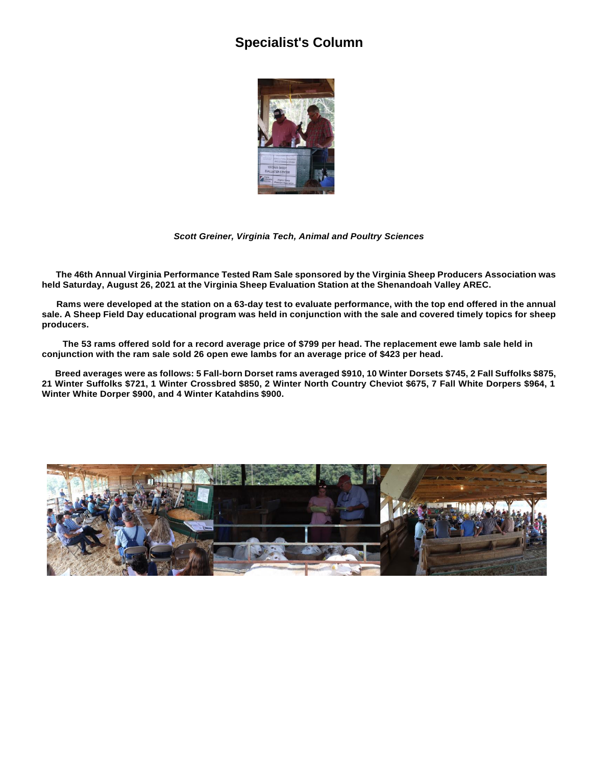# Specialist's Column

***Scott Greiner, Virginia Tech, Animal and Poultry Sciences***

**The 46th Annual Virginia Performance Tested Ram Sale sponsored by the Virginia Sheep Producers Association was held Saturday, August 26, 2021 at the Virginia Sheep Evaluation Station at the Shenandoah Valley AREC.**

**Rams were developed at the station on a 63-day test to evaluate performance, with the top end offered in the annual sale. A Sheep Field Day educational program was held in conjunction with the sale and covered timely topics for sheep producers.**

**The 53 rams offered sold for a record average price of $799 per head. The replacement ewe lamb sale held in conjunction with the ram sale sold 26 open ewe lambs for an average price of $423 per head.**

**Breed averages were as follows: 5 Fall-born Dorset rams averaged $910, 10 Winter Dorsets $745, 2 Fall Suffolks $875, 21 Winter Suffolks $721, 1 Winter Crossbred $850, 2 Winter North Country Cheviot $675, 7 Fall White Dorpers $964, 1 Winter White Dorper $900, and 4 Winter Katahdins $900.**